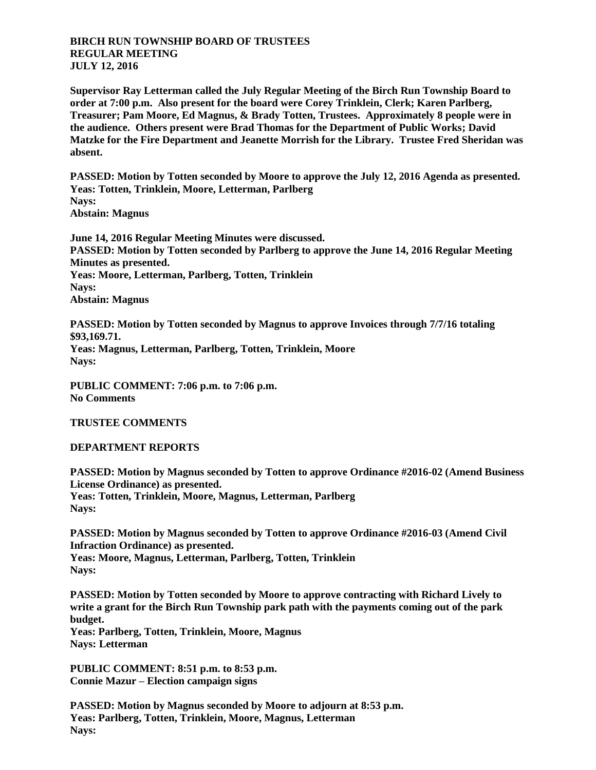**BIRCH RUN TOWNSHIP BOARD OF TRUSTEES**
**REGULAR MEETING**
**JULY 12, 2016**

**Supervisor Ray Letterman called the July Regular Meeting of the Birch Run Township Board to order at 7:00 p.m. Also present for the board were Corey Trinklein, Clerk; Karen Parlberg, Treasurer; Pam Moore, Ed Magnus, & Brady Totten, Trustees. Approximately 8 people were in the audience. Others present were Brad Thomas for the Department of Public Works; David Matzke for the Fire Department and Jeanette Morrish for the Library. Trustee Fred Sheridan was absent.**

**PASSED: Motion by Totten seconded by Moore to approve the July 12, 2016 Agenda as presented.**
**Yeas: Totten, Trinklein, Moore, Letterman, Parlberg**
**Nays:**
**Abstain: Magnus**

**June 14, 2016 Regular Meeting Minutes were discussed.**
**PASSED: Motion by Totten seconded by Parlberg to approve the June 14, 2016 Regular Meeting Minutes as presented.**
**Yeas: Moore, Letterman, Parlberg, Totten, Trinklein**
**Nays:**
**Abstain: Magnus**

**PASSED: Motion by Totten seconded by Magnus to approve Invoices through 7/7/16 totaling $93,169.71.**
**Yeas: Magnus, Letterman, Parlberg, Totten, Trinklein, Moore**
**Nays:**

**PUBLIC COMMENT: 7:06 p.m. to 7:06 p.m.**
**No Comments**

**TRUSTEE COMMENTS**

**DEPARTMENT REPORTS**

**PASSED: Motion by Magnus seconded by Totten to approve Ordinance #2016-02 (Amend Business License Ordinance) as presented.**
**Yeas: Totten, Trinklein, Moore, Magnus, Letterman, Parlberg**
**Nays:**

**PASSED: Motion by Magnus seconded by Totten to approve Ordinance #2016-03 (Amend Civil Infraction Ordinance) as presented.**
**Yeas: Moore, Magnus, Letterman, Parlberg, Totten, Trinklein**
**Nays:**

**PASSED: Motion by Totten seconded by Moore to approve contracting with Richard Lively to write a grant for the Birch Run Township park path with the payments coming out of the park budget.**
**Yeas: Parlberg, Totten, Trinklein, Moore, Magnus**
**Nays: Letterman**

**PUBLIC COMMENT: 8:51 p.m. to 8:53 p.m.**
**Connie Mazur – Election campaign signs**

**PASSED: Motion by Magnus seconded by Moore to adjourn at 8:53 p.m.**
**Yeas: Parlberg, Totten, Trinklein, Moore, Magnus, Letterman**
**Nays:**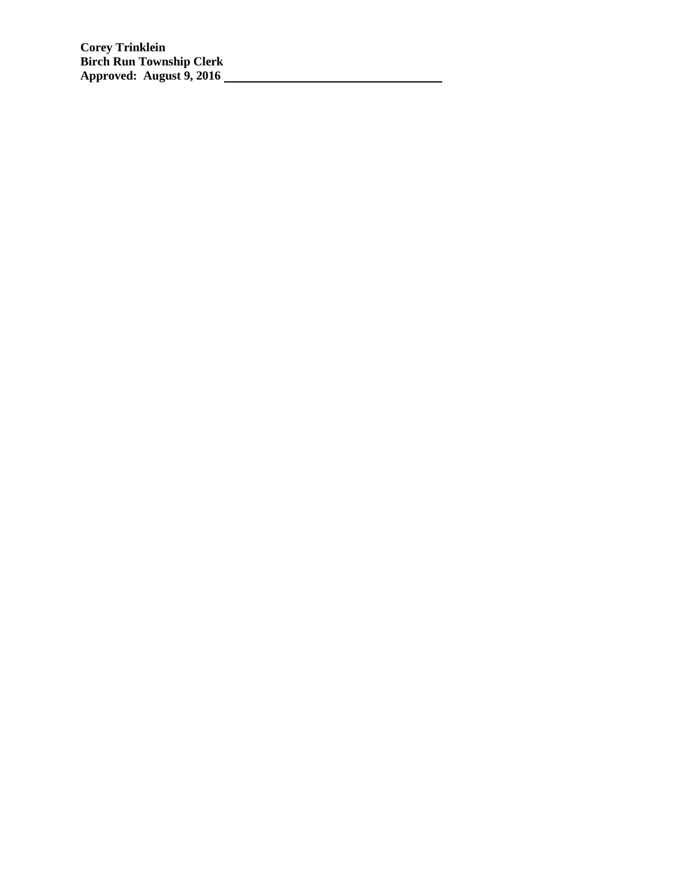**Corey Trinklein**
**Birch Run Township Clerk**
**Approved: August 9, 2016** \_\_\_\_\_\_\_\_\_\_\_\_\_\_\_\_\_\_\_\_\_\_\_\_\_\_\_\_\_\_\_\_\_\_